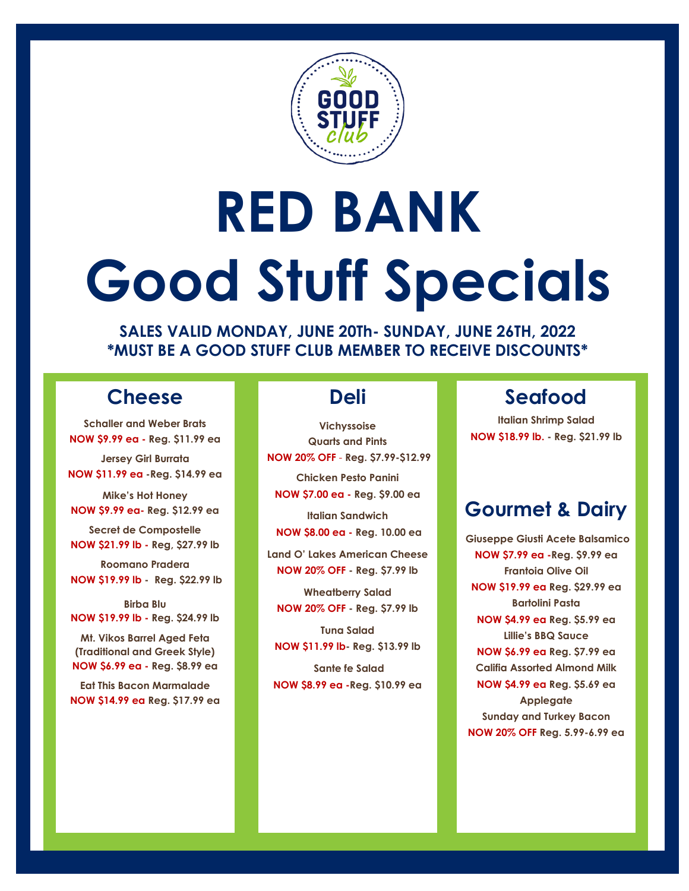GOOD STUFF club

# RED BANK
# Good Stuff Specials

**SALES VALID MONDAY, JUNE 20Th- SUNDAY, JUNE 26TH, 2022**
**\*MUST BE A GOOD STUFF CLUB MEMBER TO RECEIVE DISCOUNTS\***

## Cheese

**Schaller and Weber Brats**
**NOW $9.99 ea - Reg. $11.99 ea**

**Jersey Girl Burrata**
**NOW $11.99 ea -Reg. $14.99 ea**

**Mike's Hot Honey**
**NOW $9.99 ea- Reg. $12.99 ea**

**Secret de Compostelle**
**NOW $21.99 lb - Reg, $27.99 lb**

**Roomano Pradera**
**NOW $19.99 lb - Reg. $22.99 lb**

**Birba Blu**
**NOW $19.99 lb - Reg. $24.99 lb**

**Mt. Vikos Barrel Aged Feta (Traditional and Greek Style)**
**NOW $6.99 ea - Reg. $8.99 ea**

**Eat This Bacon Marmalade**
**NOW $14.99 ea Reg. $17.99 ea**

## Deli

**Vichyssoise**
**Quarts and Pints**
**NOW 20% OFF - Reg. $7.99-$12.99**

**Chicken Pesto Panini**
**NOW $7.00 ea - Reg. $9.00 ea**

**Italian Sandwich**
**NOW $8.00 ea - Reg. 10.00 ea**

**Land O' Lakes American Cheese**
**NOW 20% OFF - Reg. $7.99 lb**

**Wheatberry Salad**
**NOW 20% OFF - Reg. $7.99 lb**

**Tuna Salad**
**NOW $11.99 lb- Reg. $13.99 lb**

**Sante fe Salad**
**NOW $8.99 ea -Reg. $10.99 ea**

## Seafood

**Italian Shrimp Salad**
**NOW $18.99 lb. - Reg. $21.99 lb**

## Gourmet & Dairy

**Giuseppe Giusti Acete Balsamico**
**NOW $7.99 ea -Reg. $9.99 ea**

**Frantoia Olive Oil**
**NOW $19.99 ea Reg. $29.99 ea**

**Bartolini Pasta**
**NOW $4.99 ea Reg. $5.99 ea**

**Lillie's BBQ Sauce**
**NOW $6.99 ea Reg. $7.99 ea**

**Califia Assorted Almond Milk**
**NOW $4.99 ea Reg. $5.69 ea**

**Applegate**
**Sunday and Turkey Bacon**
**NOW 20% OFF Reg. 5.99-6.99 ea**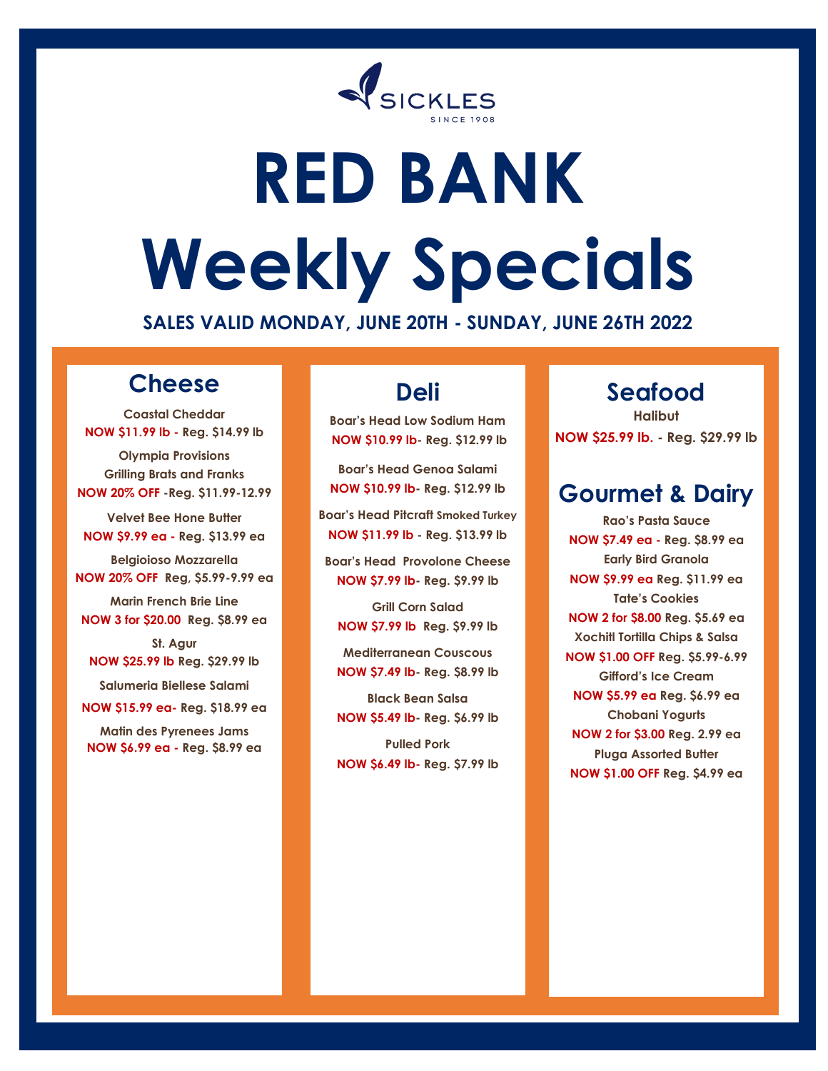SICKLES

SINCE 1908

# RED BANK

# Weekly Specials

**SALES VALID MONDAY, JUNE 20TH - SUNDAY, JUNE 26TH 2022**

## Cheese

**Coastal Cheddar**
**NOW $11.99 lb - Reg. $14.99 lb**

**Olympia Provisions**
**Grilling Brats and Franks**
**NOW 20% OFF -Reg. $11.99-12.99**

**Velvet Bee Hone Butter**
**NOW $9.99 ea - Reg. $13.99 ea**

**Belgioioso Mozzarella**
**NOW 20% OFF Reg, $5.99-9.99 ea**

**Marin French Brie Line**
**NOW 3 for $20.00 Reg. $8.99 ea**

**St. Agur**
**NOW $25.99 lb Reg. $29.99 lb**

**Salumeria Biellese Salami**
**NOW $15.99 ea- Reg. $18.99 ea**

**Matin des Pyrenees Jams**
**NOW $6.99 ea - Reg. $8.99 ea**

## Deli

**Boar's Head Low Sodium Ham**
**NOW $10.99 lb- Reg. $12.99 lb**

**Boar's Head Genoa Salami**
**NOW $10.99 lb- Reg. $12.99 lb**

**Boar's Head Pitcraft Smoked Turkey**
**NOW $11.99 lb - Reg. $13.99 lb**

**Boar's Head Provolone Cheese**
**NOW $7.99 lb- Reg. $9.99 lb**

**Grill Corn Salad**
**NOW $7.99 lb Reg. $9.99 lb**

**Mediterranean Couscous**
**NOW $7.49 lb- Reg. $8.99 lb**

**Black Bean Salsa**
**NOW $5.49 lb- Reg. $6.99 lb**

**Pulled Pork**
**NOW $6.49 lb- Reg. $7.99 lb**

## Seafood

**Halibut**
**NOW $25.99 lb. - Reg. $29.99 lb**

## Gourmet & Dairy

**Rao's Pasta Sauce**
**NOW $7.49 ea - Reg. $8.99 ea**

**Early Bird Granola**
**NOW $9.99 ea Reg. $11.99 ea**

**Tate's Cookies**
**NOW 2 for $8.00 Reg. $5.69 ea**

**Xochitl Tortilla Chips & Salsa**
**NOW $1.00 OFF Reg. $5.99-6.99**

**Gifford's Ice Cream**
**NOW $5.99 ea Reg. $6.99 ea**

**Chobani Yogurts**
**NOW 2 for $3.00 Reg. 2.99 ea**

**Pluga Assorted Butter**
**NOW $1.00 OFF Reg. $4.99 ea**